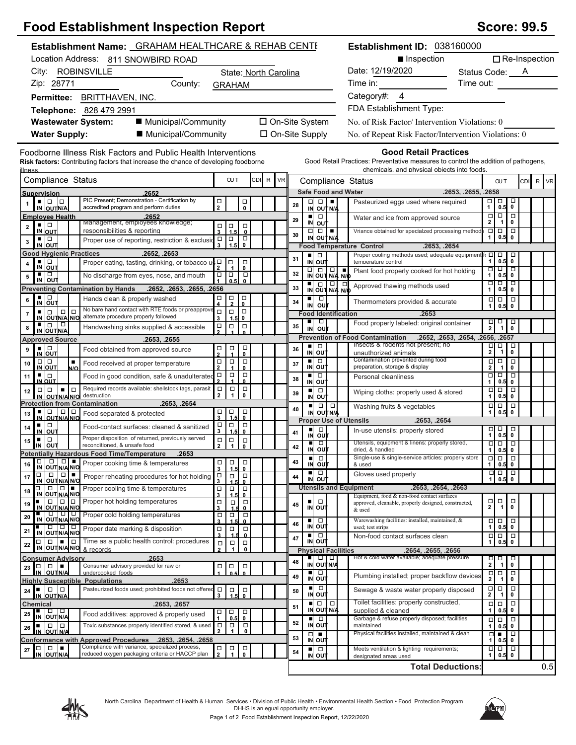# Food Establishment Inspection Report

**Score: 99.5**

**Establishment Name:** GRAHAM HEALTHCARE & REHAB CENTE
Location Address: 811 SNOWBIRD ROAD
City: ROBINSVILLE State: North Carolina
Zip: 28771 County: GRAHAM
**Permittee:** BRITTHAVEN, INC.
**Telephone:** 828 479 2991
**Wastewater System:** ■ Municipal/Community ☐ On-Site System
**Water Supply:** ■ Municipal/Community ☐ On-Site Supply

**Establishment ID:** 038160000
■ Inspection ☐ Re-Inspection
Date: 12/19/2020 Status Code: A
Time in: Time out:
Category#: 4
FDA Establishment Type:
No. of Risk Factor/ Intervention Violations: 0
No. of Repeat Risk Factor/Intervention Violations: 0

## Foodborne Illness Risk Factors and Public Health Interventions

**Risk factors:** Contributing factors that increase the chance of developing foodborne illness.

| # | Compliance Status | | OUT | CDI | R | VR |
|---|---|---|---|---|---|---|
| **Supervision** | **.2652** | | | | | |
| 1 | IN | PIC Present; Demonstration - Certification by accredited program and perform duties | 2 / 0 | | | |
| **Employee Health** | **.2652** | | | | | |
| 2 | IN | Management, employees knowledge; responsibilities & reporting | 3 / 1.5 / 0 | | | |
| 3 | IN | Proper use of reporting, restriction & exclusion | 3 / 1.5 / 0 | | | |
| **Good Hygienic Practices** | **.2652, .2653** | | | | | |
| 4 | IN | Proper eating, tasting, drinking, or tobacco use | 2 / 1 / 0 | | | |
| 5 | IN | No discharge from eyes, nose, and mouth | 1 / 0.5 / 0 | | | |
| **Preventing Contamination by Hands** | **.2652, .2653, .2655, .2656** | | | | | |
| 6 | IN | Hands clean & properly washed | 4 / 2 / 0 | | | |
| 7 | IN | No bare hand contact with RTE foods or preapproved alternate procedure properly followed | 3 / 1.5 / 0 | | | |
| 8 | IN | Handwashing sinks supplied & accessible | 2 / 1 / 0 | | | |
| **Approved Source** | **.2653, .2655** | | | | | |
| 9 | IN | Food obtained from approved source | 2 / 1 / 0 | | | |
| 10 | N/O | Food received at proper temperature | 2 / 1 / 0 | | | |
| 11 | IN | Food in good condition, safe & unadulterated | 2 / 1 / 0 | | | |
| 12 | N/A | Required records available: shellstock tags, parasite destruction | 2 / 1 / 0 | | | |
| **Protection from Contamination** | **.2653, .2654** | | | | | |
| 13 | IN | Food separated & protected | 3 / 1.5 / 0 | | | |
| 14 | IN | Food-contact surfaces: cleaned & sanitized | 3 / 1.5 / 0 | | | |
| 15 | IN | Proper disposition of returned, previously served reconditioned, & unsafe food | 2 / 1 / 0 | | | |
| **Potentially Hazardous Food Time/Temperature** | **.2653** | | | | | |
| 16 | N/O | Proper cooking time & temperatures | 3 / 1.5 / 0 | | | |
| 17 | N/O | Proper reheating procedures for hot holding | 3 / 1.5 / 0 | | | |
| 18 | N/O | Proper cooling time & temperatures | 3 / 1.5 / 0 | | | |
| 19 | IN | Proper hot holding temperatures | 3 / 1.5 / 0 | | | |
| 20 | IN | Proper cold holding temperatures | 3 / 1.5 / 0 | | | |
| 21 | IN | Proper date marking & disposition | 3 / 1.5 / 0 | | | |
| 22 | N/A | Time as a public health control: procedures & records | 2 / 1 / 0 | | | |
| **Consumer Advisory** | **.2653** | | | | | |
| 23 | N/A | Consumer advisory provided for raw or undercooked foods | 1 / 0.5 / 0 | | | |
| **Highly Susceptible Populations** | **.2653** | | | | | |
| 24 | IN | Pasteurized foods used; prohibited foods not offered | 3 / 1.5 / 0 | | | |
| **Chemical** | **.2653, .2657** | | | | | |
| 25 | IN | Food additives: approved & properly used | 1 / 0.5 / 0 | | | |
| 26 | IN | Toxic substances properly identified stored, & used | 2 / 1 / 0 | | | |
| **Conformance with Approved Procedures** | **.2653, .2654, .2658** | | | | | |
| 27 | N/A | Compliance with variance, specialized process, reduced oxygen packaging criteria or HACCP plan | 2 / 1 / 0 | | | |

## Good Retail Practices

Good Retail Practices: Preventative measures to control the addition of pathogens, chemicals, and physical objects into foods.

| # | Compliance Status | | OUT | CDI | R | VR |
|---|---|---|---|---|---|---|
| **Safe Food and Water** | **.2653, .2655, .2658** | | | | | |
| 28 | N/A | Pasteurized eggs used where required | 1 / 0.5 / 0 | | | |
| 29 | IN | Water and ice from approved source | 2 / 1 / 0 | | | |
| 30 | N/A | Vriance obtained for specialzed processing methods | 1 / 0.5 / 0 | | | |
| **Food Temperature Control** | **.2653, .2654** | | | | | |
| 31 | IN | Proper cooling methods used; adequate equipment for temperature control | 1 / 0.5 / 0 | | | |
| 32 | N/O | Plant food properly cooked for hot holding | 1 / 0.5 / 0 | | | |
| 33 | IN | Approved thawing methods used | 1 / 0.5 / 0 | | | |
| 34 | IN | Thermometers provided & accurate | 1 / 0.5 / 0 | | | |
| **Food Identification** | **.2653** | | | | | |
| 35 | IN | Food properly labeled: original container | 2 / 1 / 0 | | | |
| **Prevention of Food Contamination** | **.2652, .2653, .2654, .2656, .2657** | | | | | |
| 36 | IN | Insects & rodents not present; no unauthorized animals | 2 / 1 / 0 | | | |
| 37 | IN | Contamination prevented during food preparation, storage & display | 2 / 1 / 0 | | | |
| 38 | IN | Personal cleanliness | 1 / 0.5 / 0 | | | |
| 39 | IN | Wiping cloths: properly used & stored | 1 / 0.5 / 0 | | | |
| 40 | IN | Washing fruits & vegetables | 1 / 0.5 / 0 | | | |
| **Proper Use of Utensils** | **.2653, .2654** | | | | | |
| 41 | IN | In-use utensils: properly stored | 1 / 0.5 / 0 | | | |
| 42 | IN | Utensils, equipment & linens: properly stored, dried, & handled | 1 / 0.5 / 0 | | | |
| 43 | IN | Single-use & single-service articles: properly stored & used | 1 / 0.5 / 0 | | | |
| 44 | IN | Gloves used properly | 1 / 0.5 / 0 | | | |
| **Utensils and Equipment** | **.2653, .2654, .2663** | | | | | |
| 45 | IN | Equipment, food & non-food contact surfaces approved, cleanable, properly designed, constructed, & used | 2 / 1 / 0 | | | |
| 46 | IN | Warewashing facilities: installed, maintained, & used; test strips | 1 / 0.5 / 0 | | | |
| 47 | IN | Non-food contact surfaces clean | 1 / 0.5 / 0 | | | |
| **Physical Facilities** | **.2654, .2655, .2656** | | | | | |
| 48 | IN | Hot & cold water available; adequate pressure | 2 / 1 / 0 | | | |
| 49 | IN | Plumbing installed; proper backflow devices | 2 / 1 / 0 | | | |
| 50 | IN | Sewage & waste water properly disposed | 2 / 1 / 0 | | | |
| 51 | IN | Toilet facilities: properly constructed, supplied & cleaned | 1 / 0.5 / 0 | | | |
| 52 | IN | Garbage & refuse properly disposed; facilities maintained | 1 / 0.5 / 0 | | | |
| 53 | OUT | Physical facilities installed, maintained & clean | 1 / ■ 0.5 / 0 | | | |
| 54 | IN | Meets ventilation & lighting requirements; designated areas used | 1 / 0.5 / 0 | | | |
| | | **Total Deductions:** | | | | 0.5 |

North Carolina Department of Health & Human Services • Division of Public Health • Environmental Health Section • Food Protection Program
DHHS is an equal opportunity employer.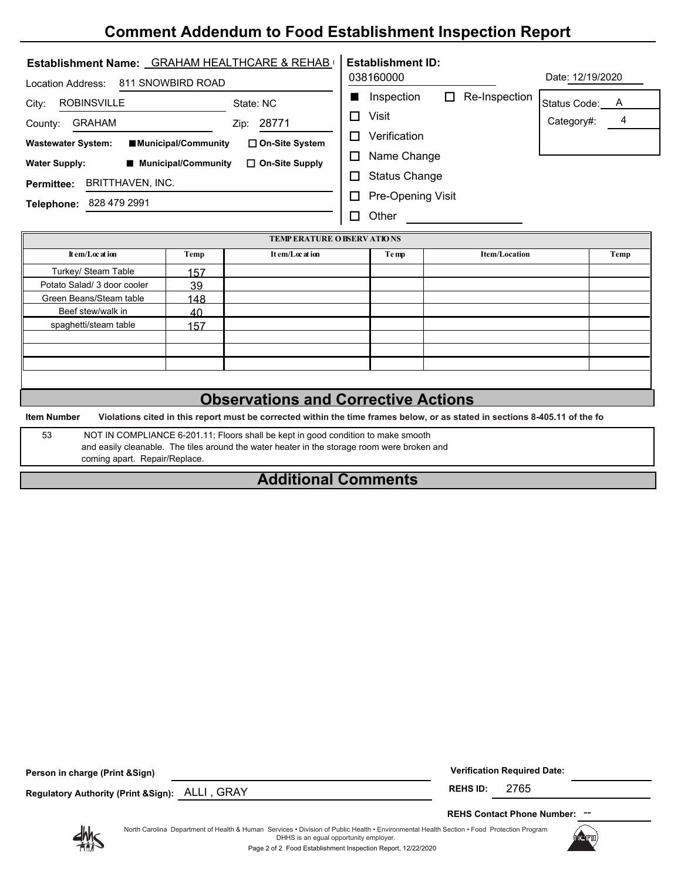# Comment Addendum to Food Establishment Inspection Report

**Establishment Name:** GRAHAM HEALTHCARE & REHAB (

Location Address: 811 SNOWBIRD ROAD

City: ROBINSVILLE State: NC

County: GRAHAM Zip: 28771

**Wastewater System:** ■ Municipal/Community ☐ On-Site System

**Water Supply:** ■ Municipal/Community ☐ On-Site Supply

**Permittee:** BRITTHAVEN, INC.

**Telephone:** 828 479 2991

**Establishment ID:** 038160000

■ Inspection ☐ Re-Inspection
☐ Visit
☐ Verification
☐ Name Change
☐ Status Change
☐ Pre-Opening Visit
☐ Other

Date: 12/19/2020

Status Code: A

Category#: 4

**TEMPERATURE OBSERVATIONS**

| Item/Location | Temp | Item/Location | Temp | Item/Location | Temp |
|---|---|---|---|---|---|
| Turkey/ Steam Table | 157 | | | | |
| Potato Salad/ 3 door cooler | 39 | | | | |
| Green Beans/Steam table | 148 | | | | |
| Beef stew/walk in | 40 | | | | |
| spaghetti/steam table | 157 | | | | |

## Observations and Corrective Actions

**Item Number** **Violations cited in this report must be corrected within the time frames below, or as stated in sections 8-405.11 of the fo**

53 NOT IN COMPLIANCE 6-201.11; Floors shall be kept in good condition to make smooth and easily cleanable. The tiles around the water heater in the storage room were broken and coming apart. Repair/Replace.

## Additional Comments

**Person in charge (Print &Sign)**

**Regulatory Authority (Print &Sign):** ALLI , GRAY

**Verification Required Date:**

**REHS ID:** 2765

**REHS Contact Phone Number:** --

North Carolina Department of Health & Human Services • Division of Public Health • Environmental Health Section • Food Protection Program
DHHS is an equal opportunity employer.